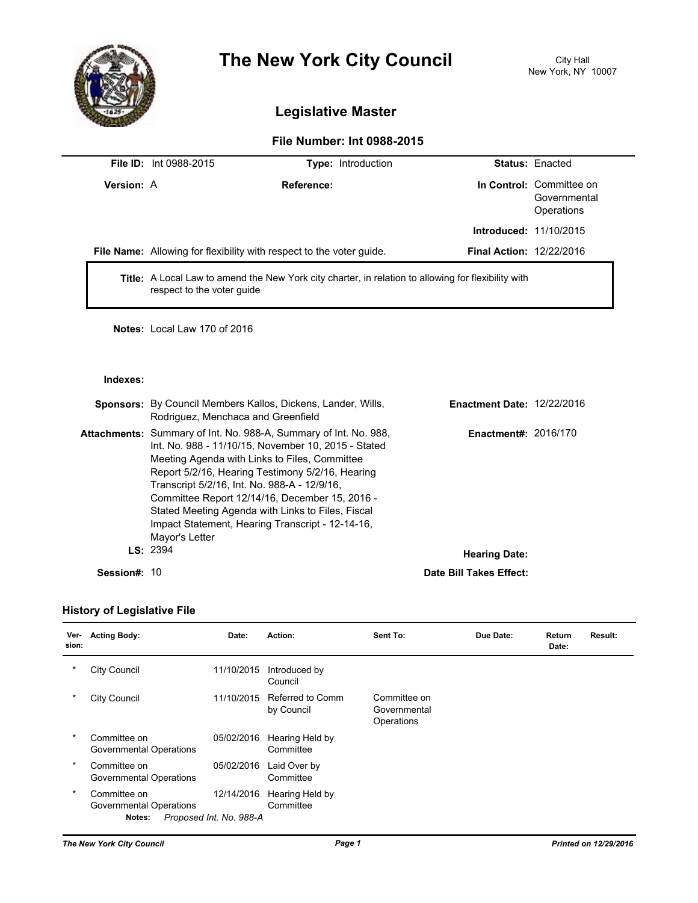# The New York City Council

City Hall
New York, NY 10007

## Legislative Master

### File Number: Int 0988-2015

**File ID:** Int 0988-2015 **Type:** Introduction **Status:** Enacted

**Version:** A **Reference:** **In Control:** Committee on Governmental Operations

**Introduced:** 11/10/2015

**File Name:** Allowing for flexibility with respect to the voter guide. **Final Action:** 12/22/2016

**Title:** A Local Law to amend the New York city charter, in relation to allowing for flexibility with respect to the voter guide

**Notes:** Local Law 170 of 2016

**Indexes:**

**Sponsors:** By Council Members Kallos, Dickens, Lander, Wills, Rodriguez, Menchaca and Greenfield **Enactment Date:** 12/22/2016

**Attachments:** Summary of Int. No. 988-A, Summary of Int. No. 988, Int. No. 988 - 11/10/15, November 10, 2015 - Stated Meeting Agenda with Links to Files, Committee Report 5/2/16, Hearing Testimony 5/2/16, Hearing Transcript 5/2/16, Int. No. 988-A - 12/9/16, Committee Report 12/14/16, December 15, 2016 - Stated Meeting Agenda with Links to Files, Fiscal Impact Statement, Hearing Transcript - 12-14-16, Mayor's Letter **Enactment#:** 2016/170

**LS:** 2394 **Hearing Date:**

**Session#:** 10 **Date Bill Takes Effect:**

### History of Legislative File

| Version: | Acting Body: | Date: | Action: | Sent To: | Due Date: | Return Date: | Result: |
|---|---|---|---|---|---|---|---|
| * | City Council | 11/10/2015 | Introduced by Council | | | | |
| * | City Council | 11/10/2015 | Referred to Comm by Council | Committee on Governmental Operations | | | |
| * | Committee on Governmental Operations | 05/02/2016 | Hearing Held by Committee | | | | |
| * | Committee on Governmental Operations | 05/02/2016 | Laid Over by Committee | | | | |
| * | Committee on Governmental Operations | 12/14/2016 | Hearing Held by Committee | | | | |
| | **Notes:** *Proposed Int. No. 988-A* | | | | | | |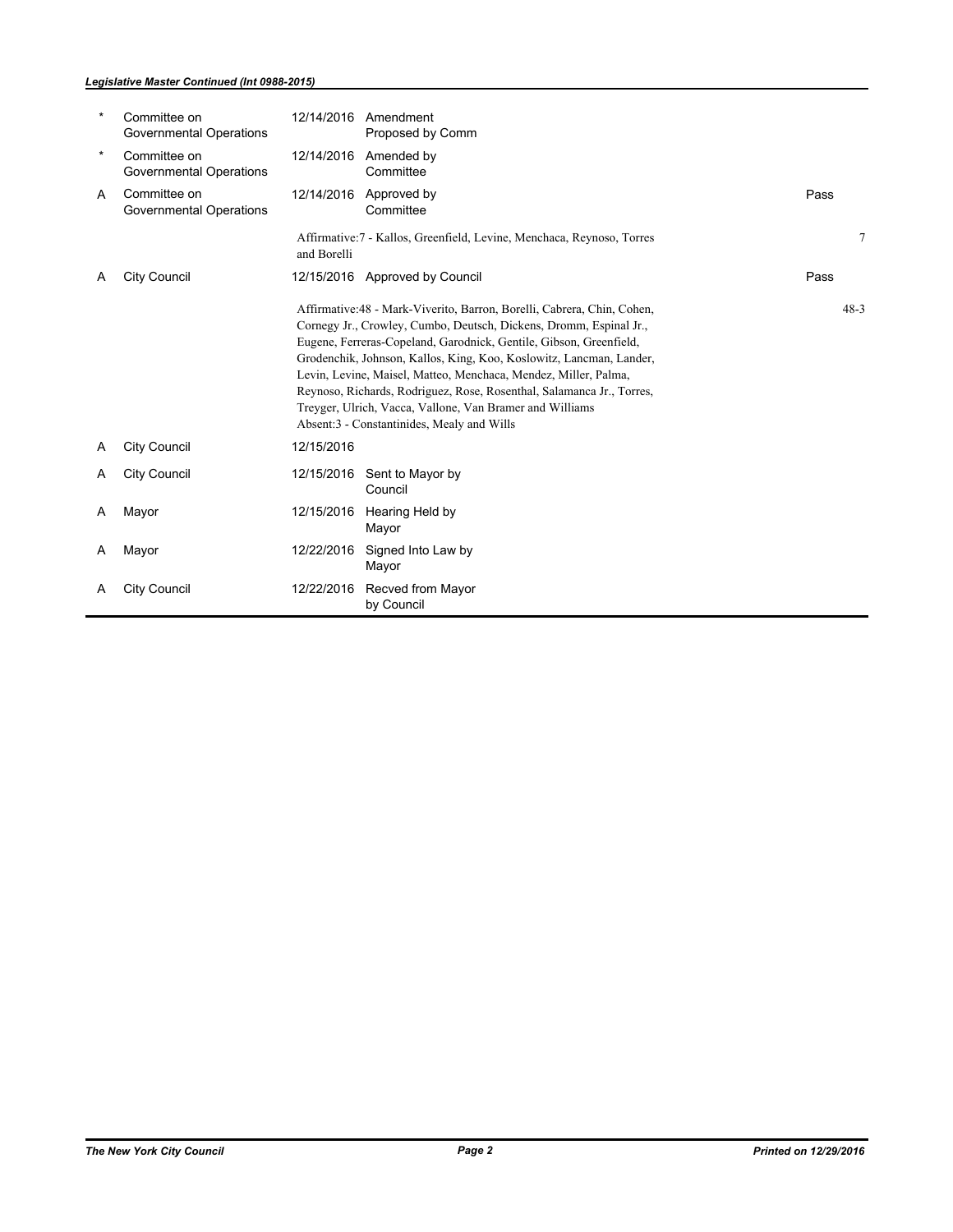| | | | | | |
|---|---|---|---|---|---|
| * | Committee on Governmental Operations | 12/14/2016 | Amendment Proposed by Comm | | |
| * | Committee on Governmental Operations | 12/14/2016 | Amended by Committee | | |
| A | Committee on Governmental Operations | 12/14/2016 | Approved by Committee | Pass | |
| | | Affirmative:7 - Kallos, Greenfield, Levine, Menchaca, Reynoso, Torres and Borelli | | | 7 |
| A | City Council | 12/15/2016 | Approved by Council | Pass | |
| | | Affirmative:48 - Mark-Viverito, Barron, Borelli, Cabrera, Chin, Cohen, Cornegy Jr., Crowley, Cumbo, Deutsch, Dickens, Dromm, Espinal Jr., Eugene, Ferreras-Copeland, Garodnick, Gentile, Gibson, Greenfield, Grodenchik, Johnson, Kallos, King, Koo, Koslowitz, Lancman, Lander, Levin, Levine, Maisel, Matteo, Menchaca, Mendez, Miller, Palma, Reynoso, Richards, Rodriguez, Rose, Rosenthal, Salamanca Jr., Torres, Treyger, Ulrich, Vacca, Vallone, Van Bramer and Williams<br>Absent:3 - Constantinides, Mealy and Wills | | | 48-3 |
| A | City Council | 12/15/2016 | | | |
| A | City Council | 12/15/2016 | Sent to Mayor by Council | | |
| A | Mayor | 12/15/2016 | Hearing Held by Mayor | | |
| A | Mayor | 12/22/2016 | Signed Into Law by Mayor | | |
| A | City Council | 12/22/2016 | Recved from Mayor by Council | | |